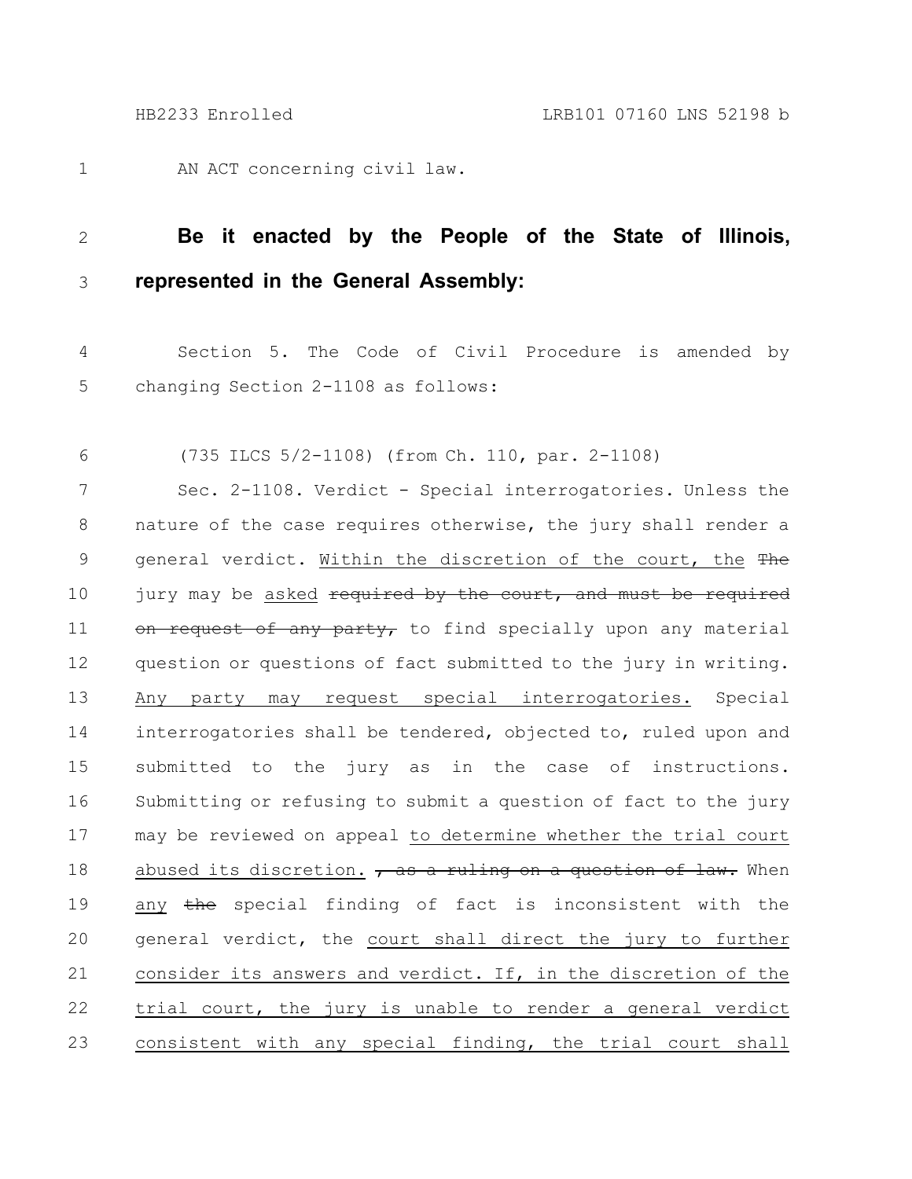AN ACT concerning civil law.

**Be it enacted by the People of the State of Illinois, represented in the General Assembly:**

Section 5. The Code of Civil Procedure is amended by changing Section 2-1108 as follows:

(735 ILCS 5/2-1108) (from Ch. 110, par. 2-1108)

Sec. 2-1108. Verdict - Special interrogatories. Unless the nature of the case requires otherwise, the jury shall render a general verdict. <u>Within the discretion of the court, the</u> ~~The~~ jury may be <u>asked</u> ~~required by the court, and must be required on request of any party,~~ to find specially upon any material question or questions of fact submitted to the jury in writing. <u>Any party may request special interrogatories.</u> Special interrogatories shall be tendered, objected to, ruled upon and submitted to the jury as in the case of instructions. Submitting or refusing to submit a question of fact to the jury may be reviewed on appeal <u>to determine whether the trial court abused its discretion.</u> ~~, as a ruling on a question of law.~~ When <u>any</u> ~~the~~ special finding of fact is inconsistent with the general verdict, the <u>court shall direct the jury to further consider its answers and verdict. If, in the discretion of the trial court, the jury is unable to render a general verdict consistent with any special finding, the trial court shall</u>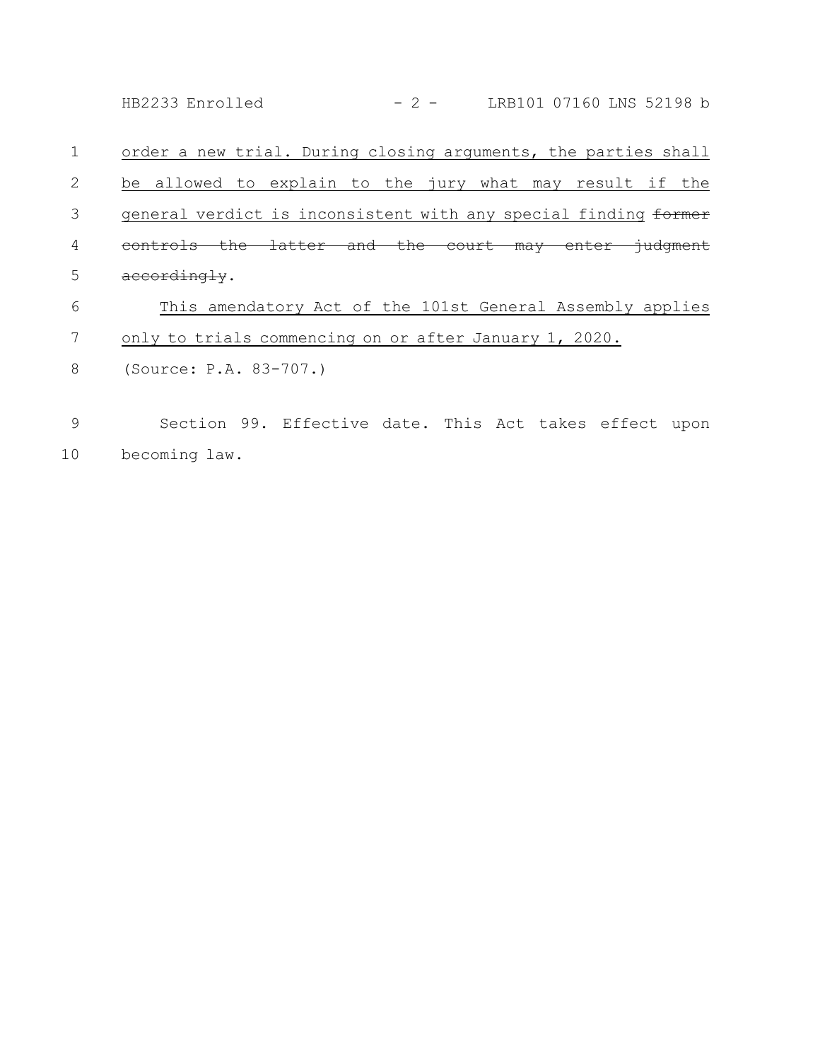order a new trial. During closing arguments, the parties shall be allowed to explain to the jury what may result if the general verdict is inconsistent with any special finding ~~former controls the latter and the court may enter judgment accordingly~~.

This amendatory Act of the 101st General Assembly applies only to trials commencing on or after January 1, 2020.

(Source: P.A. 83-707.)

Section 99. Effective date. This Act takes effect upon becoming law.